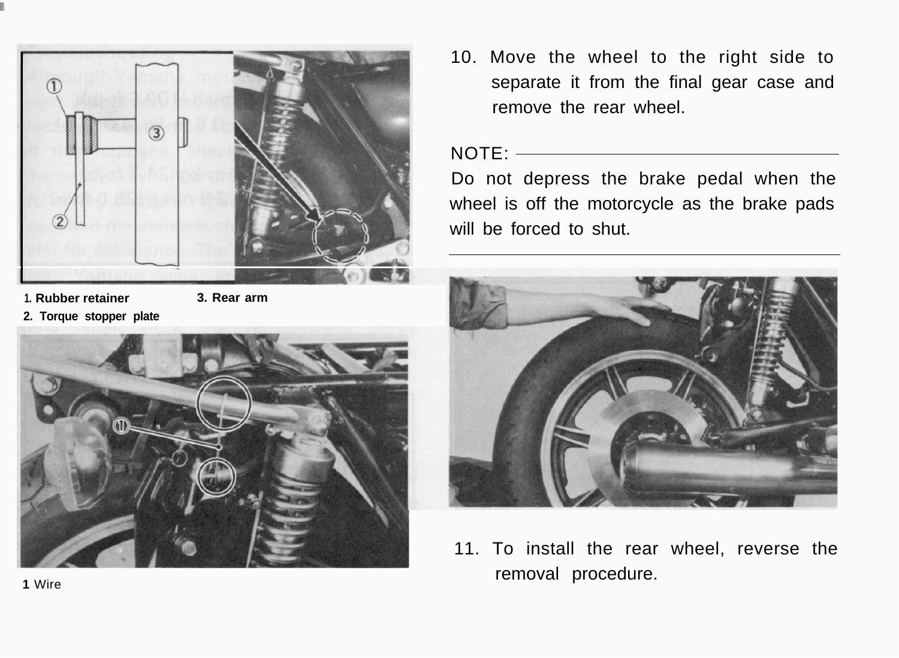1. Rubber retainer
2. Torque stopper plate
3. Rear arm

1 Wire

10. Move the wheel to the right side to separate it from the final gear case and remove the rear wheel.

NOTE:

Do not depress the brake pedal when the wheel is off the motorcycle as the brake pads will be forced to shut.

---

11. To install the rear wheel, reverse the removal procedure.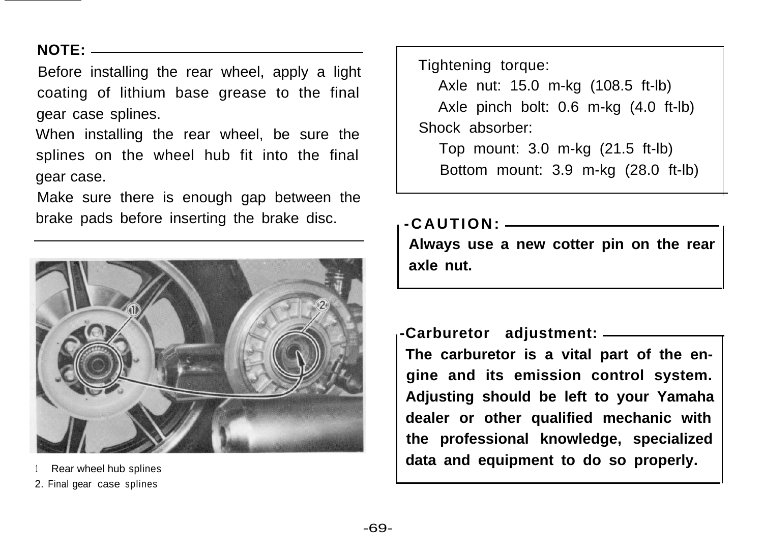**NOTE:**

Before installing the rear wheel, apply a light coating of lithium base grease to the final gear case splines.

When installing the rear wheel, be sure the splines on the wheel hub fit into the final gear case.

Make sure there is enough gap between the brake pads before inserting the brake disc.

1. Rear wheel hub splines
2. Final gear case splines

Tightening torque:

- Axle nut: 15.0 m-kg (108.5 ft-lb)
- Axle pinch bolt: 0.6 m-kg (4.0 ft-lb)

Shock absorber:

- Top mount: 3.0 m-kg (21.5 ft-lb)
- Bottom mount: 3.9 m-kg (28.0 ft-lb)

**CAUTION:**

**Always use a new cotter pin on the rear axle nut.**

**Carburetor adjustment:**

**The carburetor is a vital part of the engine and its emission control system. Adjusting should be left to your Yamaha dealer or other qualified mechanic with the professional knowledge, specialized data and equipment to do so properly.**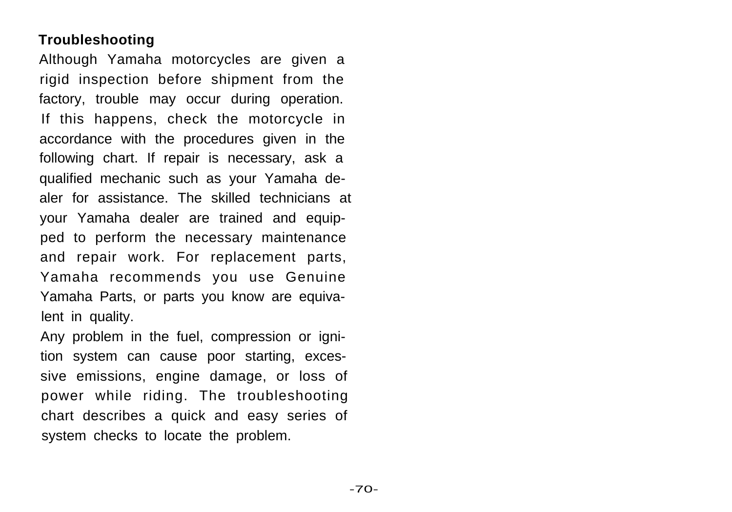## Troubleshooting

Although Yamaha motorcycles are given a rigid inspection before shipment from the factory, trouble may occur during operation. If this happens, check the motorcycle in accordance with the procedures given in the following chart. If repair is necessary, ask a qualified mechanic such as your Yamaha dealer for assistance. The skilled technicians at your Yamaha dealer are trained and equipped to perform the necessary maintenance and repair work. For replacement parts, Yamaha recommends you use Genuine Yamaha Parts, or parts you know are equivalent in quality.

Any problem in the fuel, compression or ignition system can cause poor starting, excessive emissions, engine damage, or loss of power while riding. The troubleshooting chart describes a quick and easy series of system checks to locate the problem.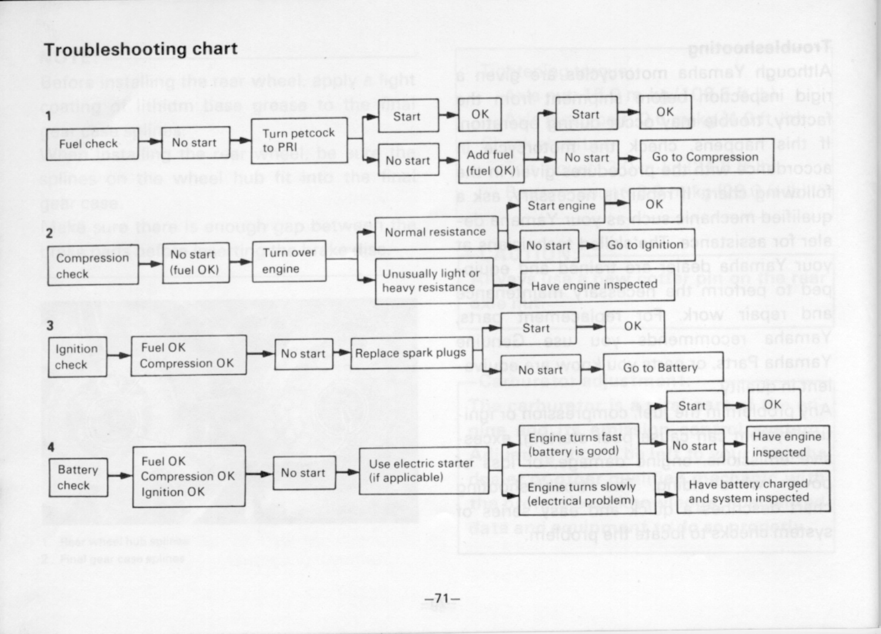## Troubleshooting chart

1

Fuel check → No start → Turn petcock to PRI

- Start → OK
- No start → Add fuel (fuel OK)
  - Start → OK
  - No start → Go to Compression

2

Compression check → No start (fuel OK) → Turn over engine

- Normal resistance
  - Start engine → OK
  - No start → Go to Ignition
- Unusually light or heavy resistance → Have engine inspected

3

Ignition check → Fuel OK Compression OK → No start → Replace spark plugs

- Start → OK
- No start → Go to Battery

4

Battery check → Fuel OK Compression OK Ignition OK → No start → Use electric starter (if applicable)

- Engine turns fast (battery is good)
  - Start → OK
  - No start → Have engine inspected
- Engine turns slowly (electrical problem) → Have battery charged and system inspected